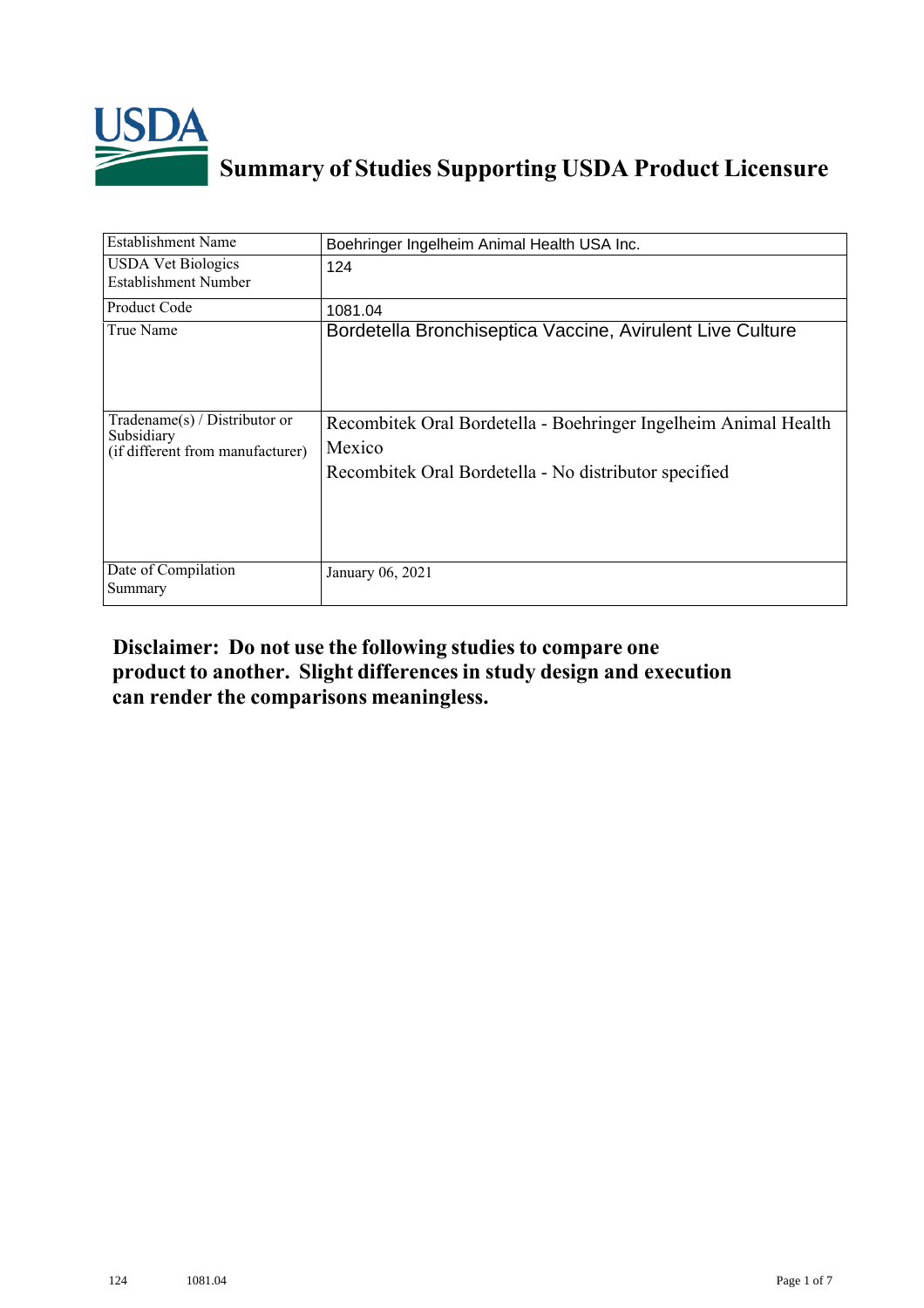# Summary of Studies Supporting USDA Product Licensure

| | |
|---|---|
| Establishment Name | Boehringer Ingelheim Animal Health USA Inc. |
| USDA Vet Biologics Establishment Number | 124 |
| Product Code | 1081.04 |
| True Name | Bordetella Bronchiseptica Vaccine, Avirulent Live Culture |
| Tradename(s) / Distributor or Subsidiary (if different from manufacturer) | Recombitek Oral Bordetella - Boehringer Ingelheim Animal Health Mexico<br>Recombitek Oral Bordetella - No distributor specified |
| Date of Compilation Summary | January 06, 2021 |

**Disclaimer: Do not use the following studies to compare one product to another. Slight differences in study design and execution can render the comparisons meaningless.**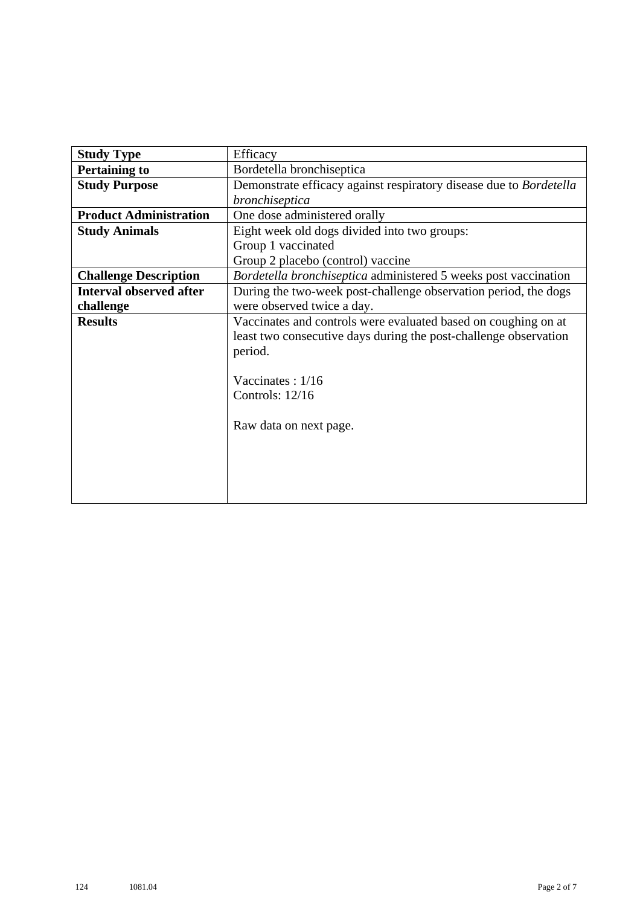| **Study Type** | Efficacy |
|---|---|
| **Pertaining to** | Bordetella bronchiseptica |
| **Study Purpose** | Demonstrate efficacy against respiratory disease due to *Bordetella bronchiseptica* |
| **Product Administration** | One dose administered orally |
| **Study Animals** | Eight week old dogs divided into two groups:<br>Group 1 vaccinated<br>Group 2 placebo (control) vaccine |
| **Challenge Description** | *Bordetella bronchiseptica* administered 5 weeks post vaccination |
| **Interval observed after challenge** | During the two-week post-challenge observation period, the dogs were observed twice a day. |
| **Results** | Vaccinates and controls were evaluated based on coughing on at least two consecutive days during the post-challenge observation period.<br><br>Vaccinates : 1/16<br>Controls: 12/16<br><br>Raw data on next page. |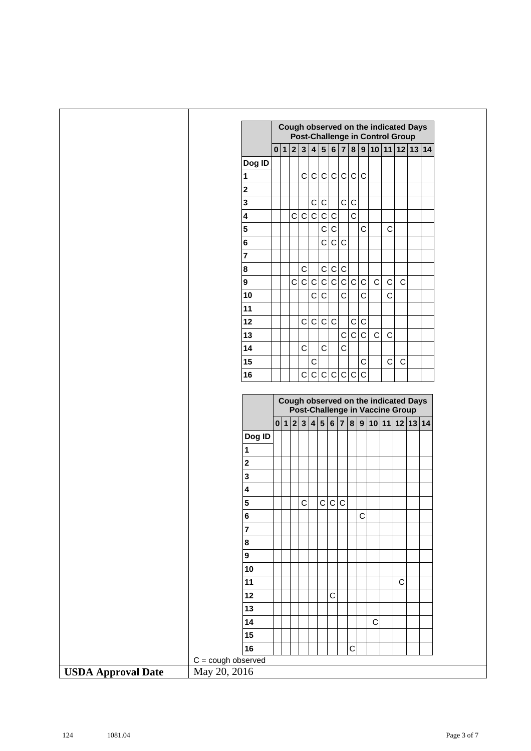| | Cough observed on the indicated Days Post-Challenge in Control Group | | | | | | | | | | | | | | |
|---|---|---|---|---|---|---|---|---|---|---|---|---|---|---|---|
| | 0 | 1 | 2 | 3 | 4 | 5 | 6 | 7 | 8 | 9 | 10 | 11 | 12 | 13 | 14 |
| **Dog ID** | | | | | | | | | | | | | | | |
| **1** | | | | C | C | C | C | C | C | C | | | | | |
| **2** | | | | | | | | | | | | | | | |
| **3** | | | | | C | C | | C | C | | | | | | |
| **4** | | | C | C | C | C | C | | C | | | | | | |
| **5** | | | | | | C | C | | | C | | C | | | |
| **6** | | | | | | C | C | C | | | | | | | |
| **7** | | | | | | | | | | | | | | | |
| **8** | | | | C | | C | C | C | | | | | | | |
| **9** | | | C | C | C | C | C | C | C | C | C | C | C | | |
| **10** | | | | | C | C | | C | | C | | C | | | |
| **11** | | | | | | | | | | | | | | | |
| **12** | | | | C | C | C | C | | C | C | | | | | |
| **13** | | | | | | | | C | C | C | C | C | | | |
| **14** | | | | C | | C | | C | | | | | | | |
| **15** | | | | | C | | | | | C | | C | C | | |
| **16** | | | | C | C | C | C | C | C | C | | | | | |

| | Cough observed on the indicated Days Post-Challenge in Vaccine Group | | | | | | | | | | | | | | |
|---|---|---|---|---|---|---|---|---|---|---|---|---|---|---|---|
| | 0 | 1 | 2 | 3 | 4 | 5 | 6 | 7 | 8 | 9 | 10 | 11 | 12 | 13 | 14 |
| **Dog ID** | | | | | | | | | | | | | | | |
| **1** | | | | | | | | | | | | | | | |
| **2** | | | | | | | | | | | | | | | |
| **3** | | | | | | | | | | | | | | | |
| **4** | | | | | | | | | | | | | | | |
| **5** | | | | C | | C | C | C | | | | | | | |
| **6** | | | | | | | | | | C | | | | | |
| **7** | | | | | | | | | | | | | | | |
| **8** | | | | | | | | | | | | | | | |
| **9** | | | | | | | | | | | | | | | |
| **10** | | | | | | | | | | | | | | | |
| **11** | | | | | | | | | | | | | C | | |
| **12** | | | | | | | C | | | | | | | | |
| **13** | | | | | | | | | | | | | | | |
| **14** | | | | | | | | | | | C | | | | |
| **15** | | | | | | | | | | | | | | | |
| **16** | | | | | | | | | C | | | | | | |

C = cough observed

| **USDA Approval Date** | May 20, 2016 |
|---|---|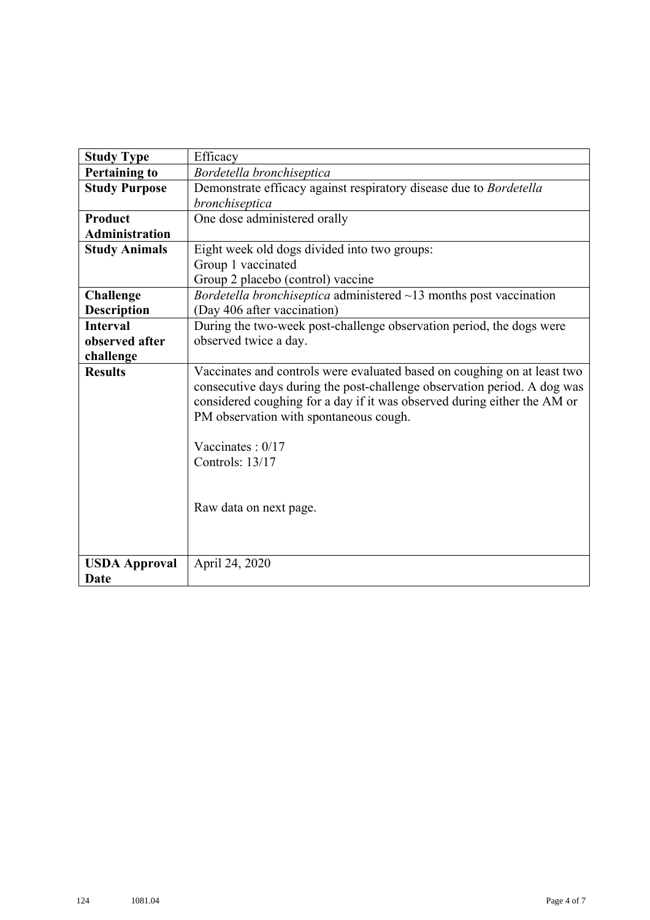| **Study Type** | Efficacy |
|---|---|
| **Pertaining to** | *Bordetella bronchiseptica* |
| **Study Purpose** | Demonstrate efficacy against respiratory disease due to *Bordetella bronchiseptica* |
| **Product Administration** | One dose administered orally |
| **Study Animals** | Eight week old dogs divided into two groups:<br>Group 1 vaccinated<br>Group 2 placebo (control) vaccine |
| **Challenge Description** | *Bordetella bronchiseptica* administered ~13 months post vaccination (Day 406 after vaccination) |
| **Interval observed after challenge** | During the two-week post-challenge observation period, the dogs were observed twice a day. |
| **Results** | Vaccinates and controls were evaluated based on coughing on at least two consecutive days during the post-challenge observation period. A dog was considered coughing for a day if it was observed during either the AM or PM observation with spontaneous cough.<br><br>Vaccinates : 0/17<br>Controls: 13/17<br><br>Raw data on next page. |
| **USDA Approval Date** | April 24, 2020 |

124 1081.04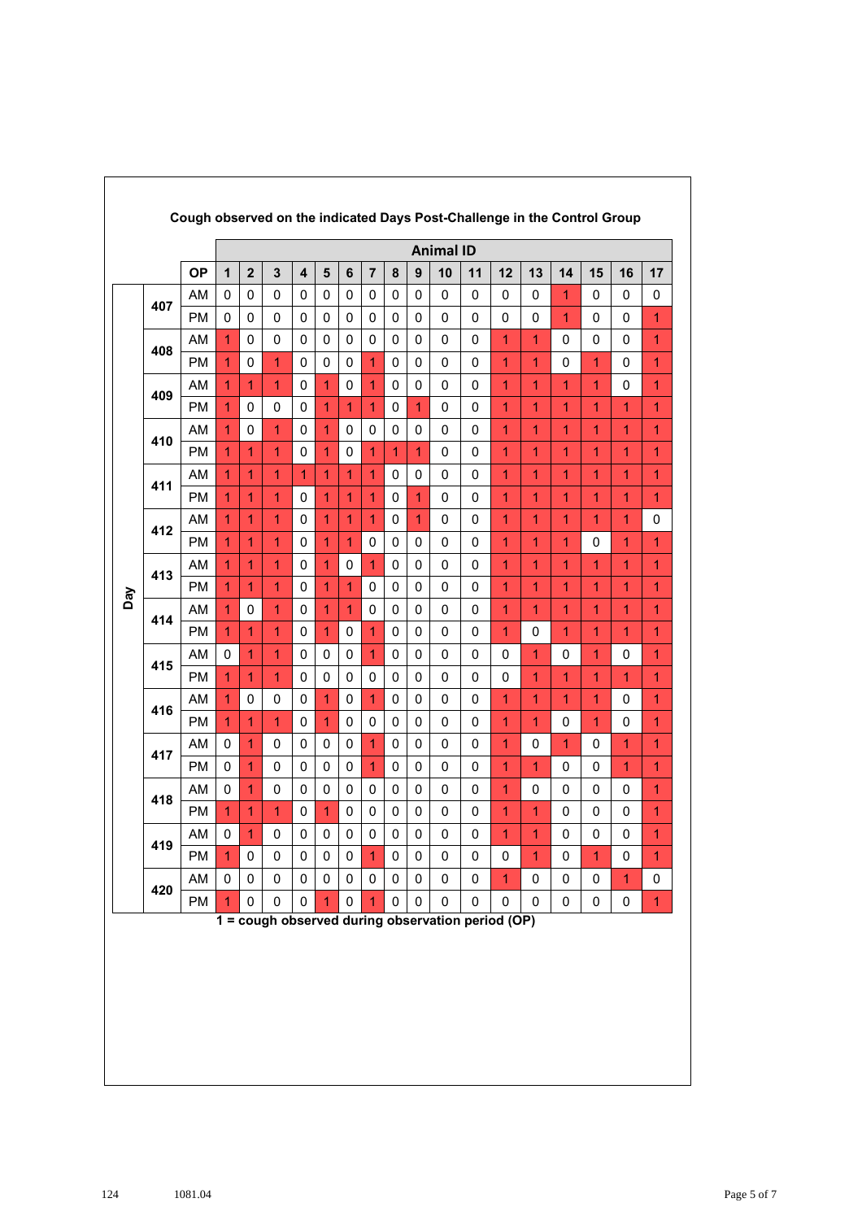**Cough observed on the indicated Days Post-Challenge in the Control Group**

| Day | | OP | Animal ID 1 | 2 | 3 | 4 | 5 | 6 | 7 | 8 | 9 | 10 | 11 | 12 | 13 | 14 | 15 | 16 | 17 |
|---|---|---|---|---|---|---|---|---|---|---|---|---|---|---|---|---|---|---|---|
| Day | 407 | AM | 0 | 0 | 0 | 0 | 0 | 0 | 0 | 0 | 0 | 0 | 0 | 0 | 0 | 1 | 0 | 0 | 0 |
| | | PM | 0 | 0 | 0 | 0 | 0 | 0 | 0 | 0 | 0 | 0 | 0 | 0 | 0 | 1 | 0 | 0 | 1 |
| | 408 | AM | 1 | 0 | 0 | 0 | 0 | 0 | 0 | 0 | 0 | 0 | 0 | 1 | 1 | 0 | 0 | 0 | 1 |
| | | PM | 1 | 0 | 1 | 0 | 0 | 0 | 1 | 0 | 0 | 0 | 0 | 1 | 1 | 0 | 1 | 0 | 1 |
| | 409 | AM | 1 | 1 | 1 | 0 | 1 | 0 | 1 | 0 | 0 | 0 | 0 | 1 | 1 | 1 | 1 | 0 | 1 |
| | | PM | 1 | 0 | 0 | 0 | 1 | 1 | 1 | 0 | 1 | 0 | 0 | 1 | 1 | 1 | 1 | 1 | 1 |
| | 410 | AM | 1 | 0 | 1 | 0 | 1 | 0 | 0 | 0 | 0 | 0 | 0 | 1 | 1 | 1 | 1 | 1 | 1 |
| | | PM | 1 | 1 | 1 | 0 | 1 | 0 | 1 | 1 | 1 | 0 | 0 | 1 | 1 | 1 | 1 | 1 | 1 |
| | 411 | AM | 1 | 1 | 1 | 1 | 1 | 1 | 1 | 0 | 0 | 0 | 0 | 1 | 1 | 1 | 1 | 1 | 1 |
| | | PM | 1 | 1 | 1 | 0 | 1 | 1 | 1 | 0 | 1 | 0 | 0 | 1 | 1 | 1 | 1 | 1 | 1 |
| | 412 | AM | 1 | 1 | 1 | 0 | 1 | 1 | 1 | 0 | 1 | 0 | 0 | 1 | 1 | 1 | 1 | 1 | 0 |
| | | PM | 1 | 1 | 1 | 0 | 1 | 1 | 0 | 0 | 0 | 0 | 0 | 1 | 1 | 1 | 0 | 1 | 1 |
| | 413 | AM | 1 | 1 | 1 | 0 | 1 | 0 | 1 | 0 | 0 | 0 | 0 | 1 | 1 | 1 | 1 | 1 | 1 |
| | | PM | 1 | 1 | 1 | 0 | 1 | 1 | 0 | 0 | 0 | 0 | 0 | 1 | 1 | 1 | 1 | 1 | 1 |
| | 414 | AM | 1 | 0 | 1 | 0 | 1 | 1 | 0 | 0 | 0 | 0 | 0 | 1 | 1 | 1 | 1 | 1 | 1 |
| | | PM | 1 | 1 | 1 | 0 | 1 | 0 | 1 | 0 | 0 | 0 | 0 | 1 | 0 | 1 | 1 | 1 | 1 |
| | 415 | AM | 0 | 1 | 1 | 0 | 0 | 0 | 1 | 0 | 0 | 0 | 0 | 0 | 1 | 0 | 1 | 0 | 1 |
| | | PM | 1 | 1 | 1 | 0 | 0 | 0 | 0 | 0 | 0 | 0 | 0 | 0 | 1 | 1 | 1 | 1 | 1 |
| | 416 | AM | 1 | 0 | 0 | 0 | 1 | 0 | 1 | 0 | 0 | 0 | 0 | 1 | 1 | 1 | 1 | 0 | 1 |
| | | PM | 1 | 1 | 1 | 0 | 1 | 0 | 0 | 0 | 0 | 0 | 0 | 1 | 1 | 0 | 1 | 0 | 1 |
| | 417 | AM | 0 | 1 | 0 | 0 | 0 | 0 | 1 | 0 | 0 | 0 | 0 | 1 | 0 | 1 | 0 | 1 | 1 |
| | | PM | 0 | 1 | 0 | 0 | 0 | 0 | 1 | 0 | 0 | 0 | 0 | 1 | 1 | 0 | 0 | 1 | 1 |
| | 418 | AM | 0 | 1 | 0 | 0 | 0 | 0 | 0 | 0 | 0 | 0 | 0 | 1 | 0 | 0 | 0 | 0 | 1 |
| | | PM | 1 | 1 | 1 | 0 | 1 | 0 | 0 | 0 | 0 | 0 | 0 | 1 | 1 | 0 | 0 | 0 | 1 |
| | 419 | AM | 0 | 1 | 0 | 0 | 0 | 0 | 0 | 0 | 0 | 0 | 0 | 1 | 1 | 0 | 0 | 0 | 1 |
| | | PM | 1 | 0 | 0 | 0 | 0 | 0 | 1 | 0 | 0 | 0 | 0 | 0 | 1 | 0 | 1 | 0 | 1 |
| | 420 | AM | 0 | 0 | 0 | 0 | 0 | 0 | 0 | 0 | 0 | 0 | 0 | 1 | 0 | 0 | 0 | 1 | 0 |
| | | PM | 1 | 0 | 0 | 0 | 1 | 0 | 1 | 0 | 0 | 0 | 0 | 0 | 0 | 0 | 0 | 0 | 1 |

**1 = cough observed during observation period (OP)**

124 1081.04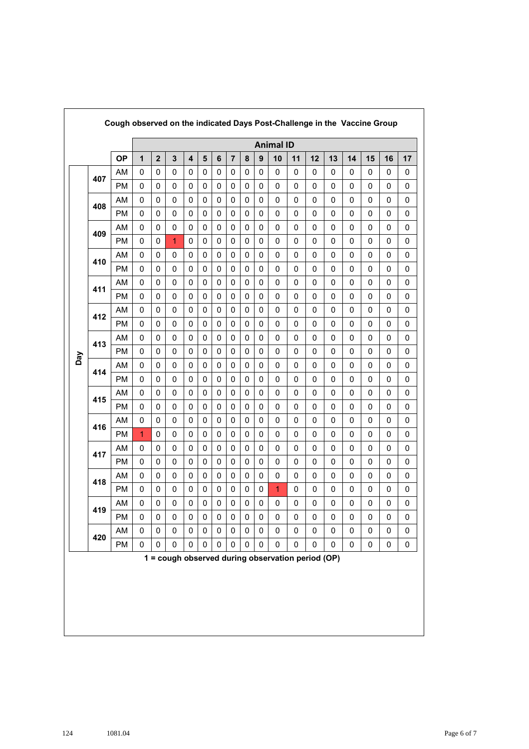**Cough observed on the indicated Days Post-Challenge in the Vaccine Group**

| Day | | OP | Animal ID 1 | 2 | 3 | 4 | 5 | 6 | 7 | 8 | 9 | 10 | 11 | 12 | 13 | 14 | 15 | 16 | 17 |
|---|---|---|---|---|---|---|---|---|---|---|---|---|---|---|---|---|---|---|---|
| Day | 407 | AM | 0 | 0 | 0 | 0 | 0 | 0 | 0 | 0 | 0 | 0 | 0 | 0 | 0 | 0 | 0 | 0 | 0 |
| | | PM | 0 | 0 | 0 | 0 | 0 | 0 | 0 | 0 | 0 | 0 | 0 | 0 | 0 | 0 | 0 | 0 | 0 |
| | 408 | AM | 0 | 0 | 0 | 0 | 0 | 0 | 0 | 0 | 0 | 0 | 0 | 0 | 0 | 0 | 0 | 0 | 0 |
| | | PM | 0 | 0 | 0 | 0 | 0 | 0 | 0 | 0 | 0 | 0 | 0 | 0 | 0 | 0 | 0 | 0 | 0 |
| | 409 | AM | 0 | 0 | 0 | 0 | 0 | 0 | 0 | 0 | 0 | 0 | 0 | 0 | 0 | 0 | 0 | 0 | 0 |
| | | PM | 0 | 0 | 1 | 0 | 0 | 0 | 0 | 0 | 0 | 0 | 0 | 0 | 0 | 0 | 0 | 0 | 0 |
| | 410 | AM | 0 | 0 | 0 | 0 | 0 | 0 | 0 | 0 | 0 | 0 | 0 | 0 | 0 | 0 | 0 | 0 | 0 |
| | | PM | 0 | 0 | 0 | 0 | 0 | 0 | 0 | 0 | 0 | 0 | 0 | 0 | 0 | 0 | 0 | 0 | 0 |
| | 411 | AM | 0 | 0 | 0 | 0 | 0 | 0 | 0 | 0 | 0 | 0 | 0 | 0 | 0 | 0 | 0 | 0 | 0 |
| | | PM | 0 | 0 | 0 | 0 | 0 | 0 | 0 | 0 | 0 | 0 | 0 | 0 | 0 | 0 | 0 | 0 | 0 |
| | 412 | AM | 0 | 0 | 0 | 0 | 0 | 0 | 0 | 0 | 0 | 0 | 0 | 0 | 0 | 0 | 0 | 0 | 0 |
| | | PM | 0 | 0 | 0 | 0 | 0 | 0 | 0 | 0 | 0 | 0 | 0 | 0 | 0 | 0 | 0 | 0 | 0 |
| | 413 | AM | 0 | 0 | 0 | 0 | 0 | 0 | 0 | 0 | 0 | 0 | 0 | 0 | 0 | 0 | 0 | 0 | 0 |
| | | PM | 0 | 0 | 0 | 0 | 0 | 0 | 0 | 0 | 0 | 0 | 0 | 0 | 0 | 0 | 0 | 0 | 0 |
| | 414 | AM | 0 | 0 | 0 | 0 | 0 | 0 | 0 | 0 | 0 | 0 | 0 | 0 | 0 | 0 | 0 | 0 | 0 |
| | | PM | 0 | 0 | 0 | 0 | 0 | 0 | 0 | 0 | 0 | 0 | 0 | 0 | 0 | 0 | 0 | 0 | 0 |
| | 415 | AM | 0 | 0 | 0 | 0 | 0 | 0 | 0 | 0 | 0 | 0 | 0 | 0 | 0 | 0 | 0 | 0 | 0 |
| | | PM | 0 | 0 | 0 | 0 | 0 | 0 | 0 | 0 | 0 | 0 | 0 | 0 | 0 | 0 | 0 | 0 | 0 |
| | 416 | AM | 0 | 0 | 0 | 0 | 0 | 0 | 0 | 0 | 0 | 0 | 0 | 0 | 0 | 0 | 0 | 0 | 0 |
| | | PM | 1 | 0 | 0 | 0 | 0 | 0 | 0 | 0 | 0 | 0 | 0 | 0 | 0 | 0 | 0 | 0 | 0 |
| | 417 | AM | 0 | 0 | 0 | 0 | 0 | 0 | 0 | 0 | 0 | 0 | 0 | 0 | 0 | 0 | 0 | 0 | 0 |
| | | PM | 0 | 0 | 0 | 0 | 0 | 0 | 0 | 0 | 0 | 0 | 0 | 0 | 0 | 0 | 0 | 0 | 0 |
| | 418 | AM | 0 | 0 | 0 | 0 | 0 | 0 | 0 | 0 | 0 | 0 | 0 | 0 | 0 | 0 | 0 | 0 | 0 |
| | | PM | 0 | 0 | 0 | 0 | 0 | 0 | 0 | 0 | 0 | 1 | 0 | 0 | 0 | 0 | 0 | 0 | 0 |
| | 419 | AM | 0 | 0 | 0 | 0 | 0 | 0 | 0 | 0 | 0 | 0 | 0 | 0 | 0 | 0 | 0 | 0 | 0 |
| | | PM | 0 | 0 | 0 | 0 | 0 | 0 | 0 | 0 | 0 | 0 | 0 | 0 | 0 | 0 | 0 | 0 | 0 |
| | 420 | AM | 0 | 0 | 0 | 0 | 0 | 0 | 0 | 0 | 0 | 0 | 0 | 0 | 0 | 0 | 0 | 0 | 0 |
| | | PM | 0 | 0 | 0 | 0 | 0 | 0 | 0 | 0 | 0 | 0 | 0 | 0 | 0 | 0 | 0 | 0 | 0 |

**1 = cough observed during observation period (OP)**

124 1081.04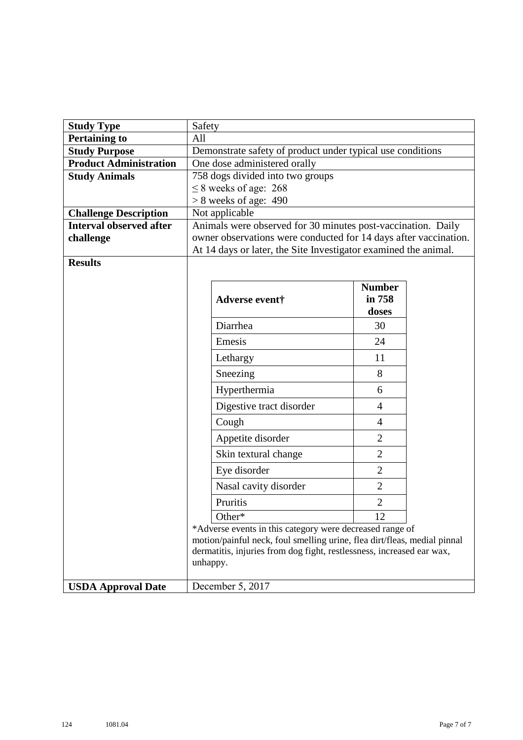| | |
|---|---|
| **Study Type** | Safety |
| **Pertaining to** | All |
| **Study Purpose** | Demonstrate safety of product under typical use conditions |
| **Product Administration** | One dose administered orally |
| **Study Animals** | 758 dogs divided into two groups<br>≤ 8 weeks of age: 268<br>> 8 weeks of age: 490 |
| **Challenge Description** | Not applicable |
| **Interval observed after challenge** | Animals were observed for 30 minutes post-vaccination. Daily owner observations were conducted for 14 days after vaccination. At 14 days or later, the Site Investigator examined the animal. |
| **Results** | See table below |
| **USDA Approval Date** | December 5, 2017 |

**Results**

| Adverse event† | Number in 758 doses |
|---|---|
| Diarrhea | 30 |
| Emesis | 24 |
| Lethargy | 11 |
| Sneezing | 8 |
| Hyperthermia | 6 |
| Digestive tract disorder | 4 |
| Cough | 4 |
| Appetite disorder | 2 |
| Skin textural change | 2 |
| Eye disorder | 2 |
| Nasal cavity disorder | 2 |
| Pruritis | 2 |
| Other* | 12 |

*Adverse events in this category were decreased range of motion/painful neck, foul smelling urine, flea dirt/fleas, medial pinnal dermatitis, injuries from dog fight, restlessness, increased ear wax, unhappy.